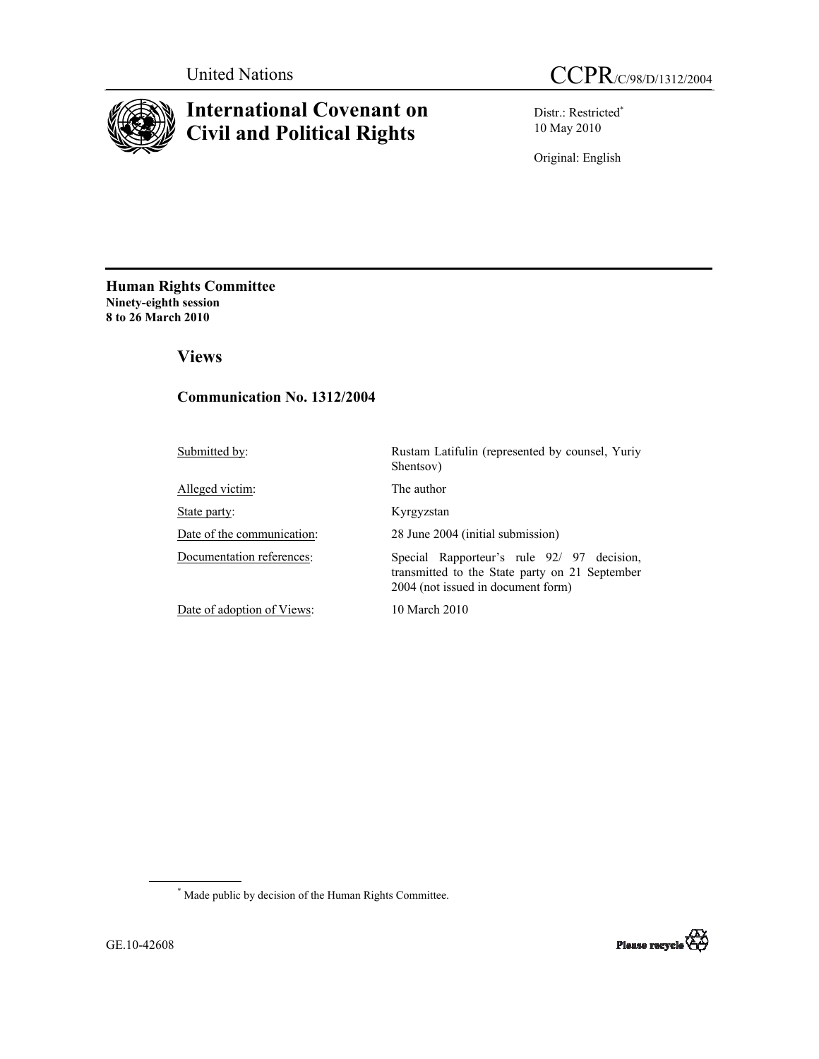United Nations

CCPR/C/98/D/1312/2004

# International Covenant on Civil and Political Rights

Distr.: Restricted*
10 May 2010

Original: English

**Human Rights Committee**
**Ninety-eighth session**
**8 to 26 March 2010**

## Views

### Communication No. 1312/2004

| | |
|---|---|
| Submitted by: | Rustam Latifulin (represented by counsel, Yuriy Shentsov) |
| Alleged victim: | The author |
| State party: | Kyrgyzstan |
| Date of the communication: | 28 June 2004 (initial submission) |
| Documentation references: | Special Rapporteur's rule 92/ 97 decision, transmitted to the State party on 21 September 2004 (not issued in document form) |
| Date of adoption of Views: | 10 March 2010 |

\* Made public by decision of the Human Rights Committee.

GE.10-42608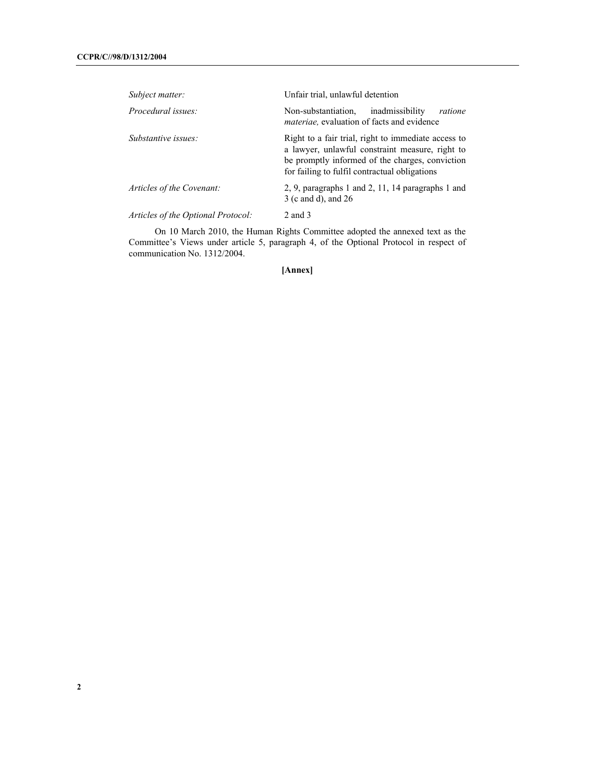| | |
|---|---|
| *Subject matter:* | Unfair trial, unlawful detention |
| *Procedural issues:* | Non-substantiation, inadmissibility *ratione materiae,* evaluation of facts and evidence |
| *Substantive issues:* | Right to a fair trial, right to immediate access to a lawyer, unlawful constraint measure, right to be promptly informed of the charges, conviction for failing to fulfil contractual obligations |
| *Articles of the Covenant:* | 2, 9, paragraphs 1 and 2, 11, 14 paragraphs 1 and 3 (c and d), and 26 |
| *Articles of the Optional Protocol:* | 2 and 3 |

On 10 March 2010, the Human Rights Committee adopted the annexed text as the Committee's Views under article 5, paragraph 4, of the Optional Protocol in respect of communication No. 1312/2004.

**[Annex]**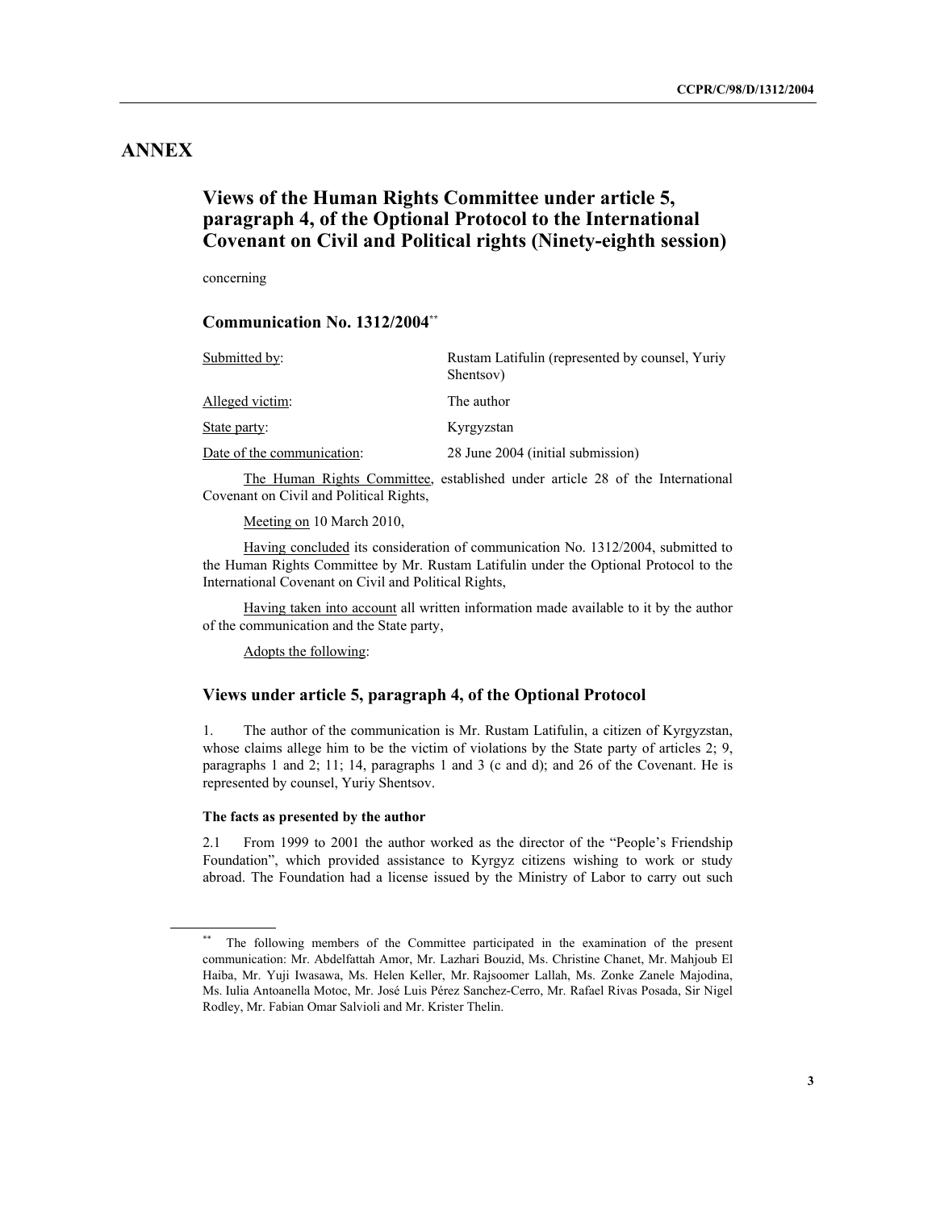# ANNEX

## Views of the Human Rights Committee under article 5, paragraph 4, of the Optional Protocol to the International Covenant on Civil and Political rights (Ninety-eighth session)

concerning

### Communication No. 1312/2004[**]

| | |
|---|---|
| Submitted by: | Rustam Latifulin (represented by counsel, Yuriy Shentsov) |
| Alleged victim: | The author |
| State party: | Kyrgyzstan |
| Date of the communication: | 28 June 2004 (initial submission) |

The Human Rights Committee, established under article 28 of the International Covenant on Civil and Political Rights,

Meeting on 10 March 2010,

Having concluded its consideration of communication No. 1312/2004, submitted to the Human Rights Committee by Mr. Rustam Latifulin under the Optional Protocol to the International Covenant on Civil and Political Rights,

Having taken into account all written information made available to it by the author of the communication and the State party,

Adopts the following:

## Views under article 5, paragraph 4, of the Optional Protocol

1. The author of the communication is Mr. Rustam Latifulin, a citizen of Kyrgyzstan, whose claims allege him to be the victim of violations by the State party of articles 2; 9, paragraphs 1 and 2; 11; 14, paragraphs 1 and 3 (c and d); and 26 of the Covenant. He is represented by counsel, Yuriy Shentsov.

**The facts as presented by the author**

2.1 From 1999 to 2001 the author worked as the director of the "People's Friendship Foundation", which provided assistance to Kyrgyz citizens wishing to work or study abroad. The Foundation had a license issued by the Ministry of Labor to carry out such

---

[**] The following members of the Committee participated in the examination of the present communication: Mr. Abdelfattah Amor, Mr. Lazhari Bouzid, Ms. Christine Chanet, Mr. Mahjoub El Haiba, Mr. Yuji Iwasawa, Ms. Helen Keller, Mr. Rajsoomer Lallah, Ms. Zonke Zanele Majodina, Ms. Iulia Antoanella Motoc, Mr. José Luis Pérez Sanchez-Cerro, Mr. Rafael Rivas Posada, Sir Nigel Rodley, Mr. Fabian Omar Salvioli and Mr. Krister Thelin.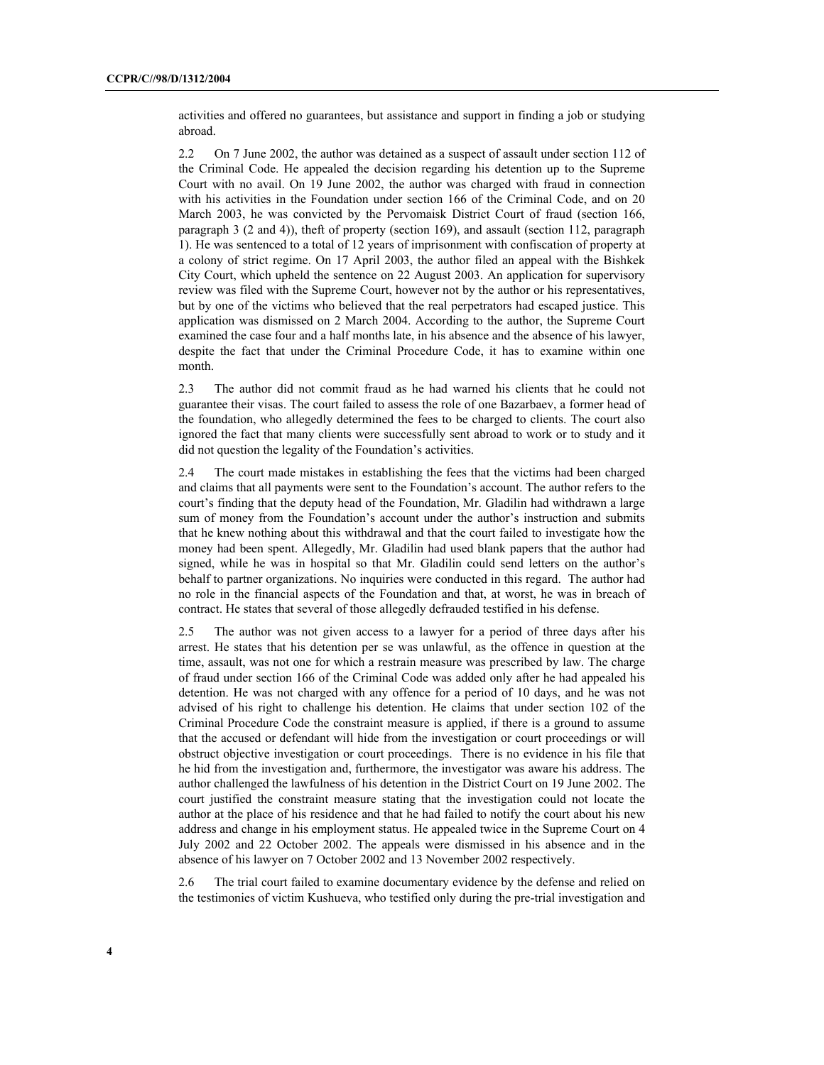activities and offered no guarantees, but assistance and support in finding a job or studying abroad.

2.2 On 7 June 2002, the author was detained as a suspect of assault under section 112 of the Criminal Code. He appealed the decision regarding his detention up to the Supreme Court with no avail. On 19 June 2002, the author was charged with fraud in connection with his activities in the Foundation under section 166 of the Criminal Code, and on 20 March 2003, he was convicted by the Pervomaisk District Court of fraud (section 166, paragraph 3 (2 and 4)), theft of property (section 169), and assault (section 112, paragraph 1). He was sentenced to a total of 12 years of imprisonment with confiscation of property at a colony of strict regime. On 17 April 2003, the author filed an appeal with the Bishkek City Court, which upheld the sentence on 22 August 2003. An application for supervisory review was filed with the Supreme Court, however not by the author or his representatives, but by one of the victims who believed that the real perpetrators had escaped justice. This application was dismissed on 2 March 2004. According to the author, the Supreme Court examined the case four and a half months late, in his absence and the absence of his lawyer, despite the fact that under the Criminal Procedure Code, it has to examine within one month.

2.3 The author did not commit fraud as he had warned his clients that he could not guarantee their visas. The court failed to assess the role of one Bazarbaev, a former head of the foundation, who allegedly determined the fees to be charged to clients. The court also ignored the fact that many clients were successfully sent abroad to work or to study and it did not question the legality of the Foundation's activities.

2.4 The court made mistakes in establishing the fees that the victims had been charged and claims that all payments were sent to the Foundation's account. The author refers to the court's finding that the deputy head of the Foundation, Mr. Gladilin had withdrawn a large sum of money from the Foundation's account under the author's instruction and submits that he knew nothing about this withdrawal and that the court failed to investigate how the money had been spent. Allegedly, Mr. Gladilin had used blank papers that the author had signed, while he was in hospital so that Mr. Gladilin could send letters on the author's behalf to partner organizations. No inquiries were conducted in this regard. The author had no role in the financial aspects of the Foundation and that, at worst, he was in breach of contract. He states that several of those allegedly defrauded testified in his defense.

2.5 The author was not given access to a lawyer for a period of three days after his arrest. He states that his detention per se was unlawful, as the offence in question at the time, assault, was not one for which a restrain measure was prescribed by law. The charge of fraud under section 166 of the Criminal Code was added only after he had appealed his detention. He was not charged with any offence for a period of 10 days, and he was not advised of his right to challenge his detention. He claims that under section 102 of the Criminal Procedure Code the constraint measure is applied, if there is a ground to assume that the accused or defendant will hide from the investigation or court proceedings or will obstruct objective investigation or court proceedings. There is no evidence in his file that he hid from the investigation and, furthermore, the investigator was aware his address. The author challenged the lawfulness of his detention in the District Court on 19 June 2002. The court justified the constraint measure stating that the investigation could not locate the author at the place of his residence and that he had failed to notify the court about his new address and change in his employment status. He appealed twice in the Supreme Court on 4 July 2002 and 22 October 2002. The appeals were dismissed in his absence and in the absence of his lawyer on 7 October 2002 and 13 November 2002 respectively.

2.6 The trial court failed to examine documentary evidence by the defense and relied on the testimonies of victim Kushueva, who testified only during the pre-trial investigation and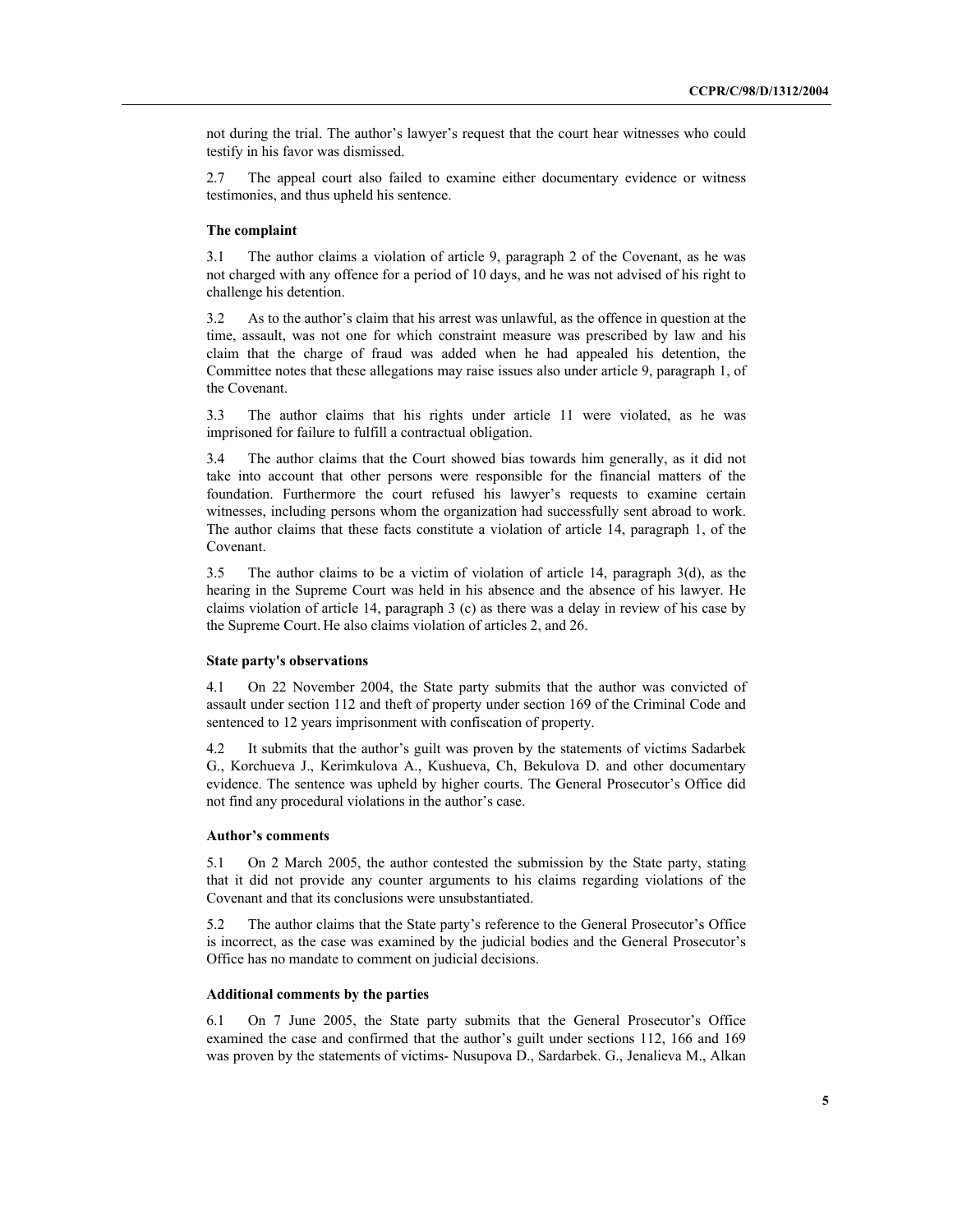not during the trial. The author's lawyer's request that the court hear witnesses who could testify in his favor was dismissed.

2.7 The appeal court also failed to examine either documentary evidence or witness testimonies, and thus upheld his sentence.

### The complaint

3.1 The author claims a violation of article 9, paragraph 2 of the Covenant, as he was not charged with any offence for a period of 10 days, and he was not advised of his right to challenge his detention.

3.2 As to the author's claim that his arrest was unlawful, as the offence in question at the time, assault, was not one for which constraint measure was prescribed by law and his claim that the charge of fraud was added when he had appealed his detention, the Committee notes that these allegations may raise issues also under article 9, paragraph 1, of the Covenant.

3.3 The author claims that his rights under article 11 were violated, as he was imprisoned for failure to fulfill a contractual obligation.

3.4 The author claims that the Court showed bias towards him generally, as it did not take into account that other persons were responsible for the financial matters of the foundation. Furthermore the court refused his lawyer's requests to examine certain witnesses, including persons whom the organization had successfully sent abroad to work. The author claims that these facts constitute a violation of article 14, paragraph 1, of the Covenant.

3.5 The author claims to be a victim of violation of article 14, paragraph 3(d), as the hearing in the Supreme Court was held in his absence and the absence of his lawyer. He claims violation of article 14, paragraph 3 (c) as there was a delay in review of his case by the Supreme Court. He also claims violation of articles 2, and 26.

### State party's observations

4.1 On 22 November 2004, the State party submits that the author was convicted of assault under section 112 and theft of property under section 169 of the Criminal Code and sentenced to 12 years imprisonment with confiscation of property.

4.2 It submits that the author's guilt was proven by the statements of victims Sadarbek G., Korchueva J., Kerimkulova A., Kushueva, Ch, Bekulova D. and other documentary evidence. The sentence was upheld by higher courts. The General Prosecutor's Office did not find any procedural violations in the author's case.

### Author's comments

5.1 On 2 March 2005, the author contested the submission by the State party, stating that it did not provide any counter arguments to his claims regarding violations of the Covenant and that its conclusions were unsubstantiated.

5.2 The author claims that the State party's reference to the General Prosecutor's Office is incorrect, as the case was examined by the judicial bodies and the General Prosecutor's Office has no mandate to comment on judicial decisions.

### Additional comments by the parties

6.1 On 7 June 2005, the State party submits that the General Prosecutor's Office examined the case and confirmed that the author's guilt under sections 112, 166 and 169 was proven by the statements of victims- Nusupova D., Sardarbek. G., Jenalieva M., Alkan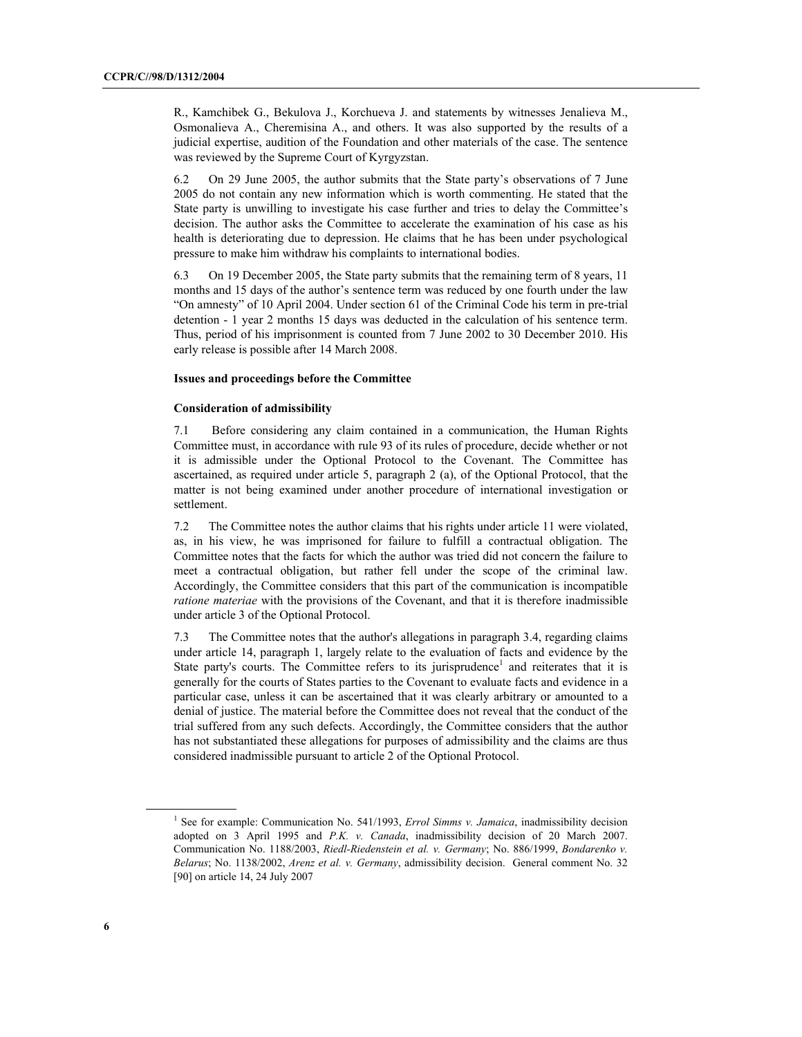R., Kamchibek G., Bekulova J., Korchueva J. and statements by witnesses Jenalieva M., Osmonalieva A., Cheremisina A., and others. It was also supported by the results of a judicial expertise, audition of the Foundation and other materials of the case. The sentence was reviewed by the Supreme Court of Kyrgyzstan.

6.2 On 29 June 2005, the author submits that the State party's observations of 7 June 2005 do not contain any new information which is worth commenting. He stated that the State party is unwilling to investigate his case further and tries to delay the Committee's decision. The author asks the Committee to accelerate the examination of his case as his health is deteriorating due to depression. He claims that he has been under psychological pressure to make him withdraw his complaints to international bodies.

6.3 On 19 December 2005, the State party submits that the remaining term of 8 years, 11 months and 15 days of the author's sentence term was reduced by one fourth under the law "On amnesty" of 10 April 2004. Under section 61 of the Criminal Code his term in pre-trial detention - 1 year 2 months 15 days was deducted in the calculation of his sentence term. Thus, period of his imprisonment is counted from 7 June 2002 to 30 December 2010. His early release is possible after 14 March 2008.

### Issues and proceedings before the Committee

#### Consideration of admissibility

7.1 Before considering any claim contained in a communication, the Human Rights Committee must, in accordance with rule 93 of its rules of procedure, decide whether or not it is admissible under the Optional Protocol to the Covenant. The Committee has ascertained, as required under article 5, paragraph 2 (a), of the Optional Protocol, that the matter is not being examined under another procedure of international investigation or settlement.

7.2 The Committee notes the author claims that his rights under article 11 were violated, as, in his view, he was imprisoned for failure to fulfill a contractual obligation. The Committee notes that the facts for which the author was tried did not concern the failure to meet a contractual obligation, but rather fell under the scope of the criminal law. Accordingly, the Committee considers that this part of the communication is incompatible *ratione materiae* with the provisions of the Covenant, and that it is therefore inadmissible under article 3 of the Optional Protocol.

7.3 The Committee notes that the author's allegations in paragraph 3.4, regarding claims under article 14, paragraph 1, largely relate to the evaluation of facts and evidence by the State party's courts. The Committee refers to its jurisprudence[1] and reiterates that it is generally for the courts of States parties to the Covenant to evaluate facts and evidence in a particular case, unless it can be ascertained that it was clearly arbitrary or amounted to a denial of justice. The material before the Committee does not reveal that the conduct of the trial suffered from any such defects. Accordingly, the Committee considers that the author has not substantiated these allegations for purposes of admissibility and the claims are thus considered inadmissible pursuant to article 2 of the Optional Protocol.

[1] See for example: Communication No. 541/1993, *Errol Simms v. Jamaica*, inadmissibility decision adopted on 3 April 1995 and *P.K. v. Canada*, inadmissibility decision of 20 March 2007. Communication No. 1188/2003, *Riedl-Riedenstein et al. v. Germany*; No. 886/1999, *Bondarenko v. Belarus*; No. 1138/2002, *Arenz et al. v. Germany*, admissibility decision. General comment No. 32 [90] on article 14, 24 July 2007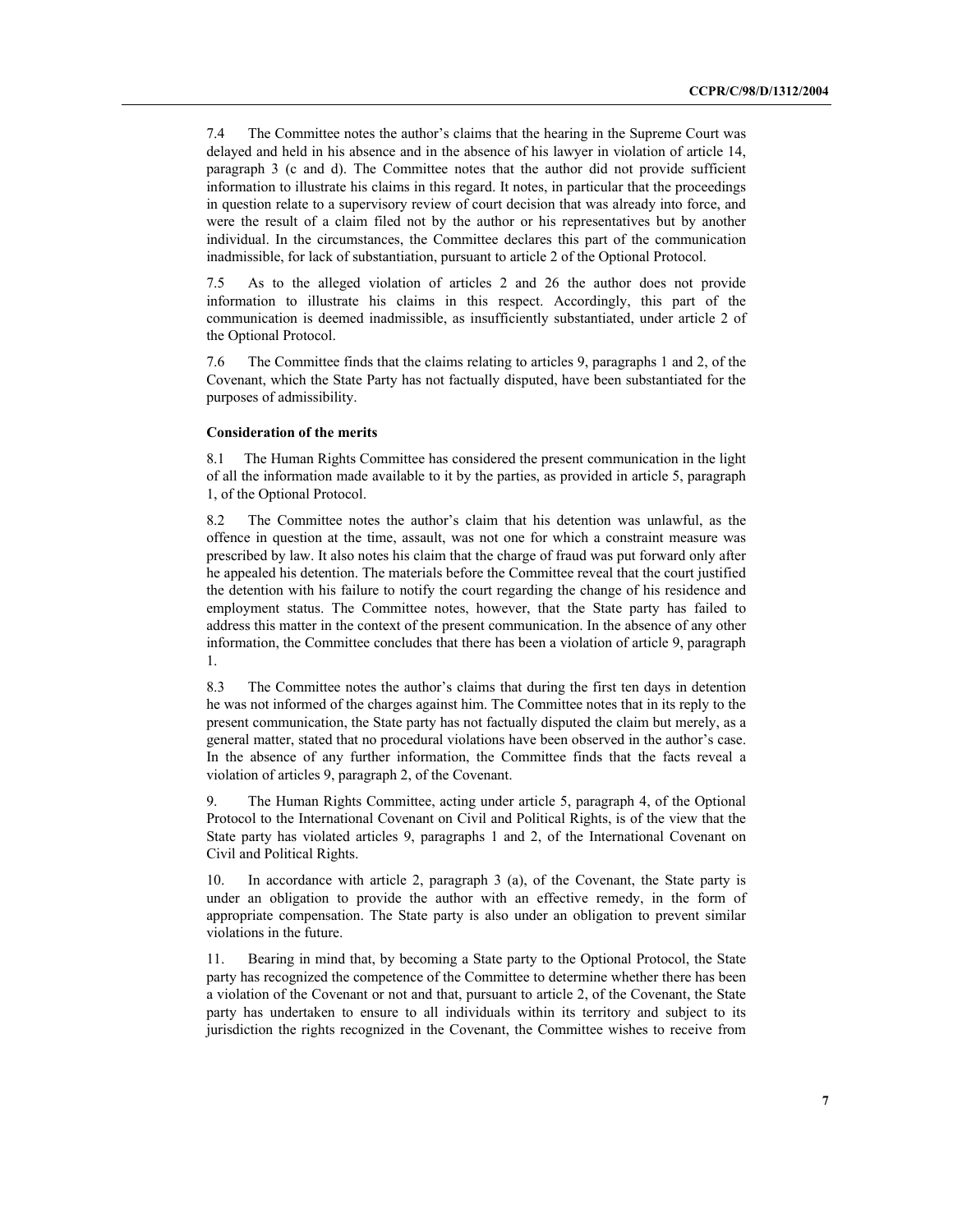7.4 The Committee notes the author's claims that the hearing in the Supreme Court was delayed and held in his absence and in the absence of his lawyer in violation of article 14, paragraph 3 (c and d). The Committee notes that the author did not provide sufficient information to illustrate his claims in this regard. It notes, in particular that the proceedings in question relate to a supervisory review of court decision that was already into force, and were the result of a claim filed not by the author or his representatives but by another individual. In the circumstances, the Committee declares this part of the communication inadmissible, for lack of substantiation, pursuant to article 2 of the Optional Protocol.

7.5 As to the alleged violation of articles 2 and 26 the author does not provide information to illustrate his claims in this respect. Accordingly, this part of the communication is deemed inadmissible, as insufficiently substantiated, under article 2 of the Optional Protocol.

7.6 The Committee finds that the claims relating to articles 9, paragraphs 1 and 2, of the Covenant, which the State Party has not factually disputed, have been substantiated for the purposes of admissibility.

**Consideration of the merits**

8.1 The Human Rights Committee has considered the present communication in the light of all the information made available to it by the parties, as provided in article 5, paragraph 1, of the Optional Protocol.

8.2 The Committee notes the author's claim that his detention was unlawful, as the offence in question at the time, assault, was not one for which a constraint measure was prescribed by law. It also notes his claim that the charge of fraud was put forward only after he appealed his detention. The materials before the Committee reveal that the court justified the detention with his failure to notify the court regarding the change of his residence and employment status. The Committee notes, however, that the State party has failed to address this matter in the context of the present communication. In the absence of any other information, the Committee concludes that there has been a violation of article 9, paragraph 1.

8.3 The Committee notes the author's claims that during the first ten days in detention he was not informed of the charges against him. The Committee notes that in its reply to the present communication, the State party has not factually disputed the claim but merely, as a general matter, stated that no procedural violations have been observed in the author's case. In the absence of any further information, the Committee finds that the facts reveal a violation of articles 9, paragraph 2, of the Covenant.

9. The Human Rights Committee, acting under article 5, paragraph 4, of the Optional Protocol to the International Covenant on Civil and Political Rights, is of the view that the State party has violated articles 9, paragraphs 1 and 2, of the International Covenant on Civil and Political Rights.

10. In accordance with article 2, paragraph 3 (a), of the Covenant, the State party is under an obligation to provide the author with an effective remedy, in the form of appropriate compensation. The State party is also under an obligation to prevent similar violations in the future.

11. Bearing in mind that, by becoming a State party to the Optional Protocol, the State party has recognized the competence of the Committee to determine whether there has been a violation of the Covenant or not and that, pursuant to article 2, of the Covenant, the State party has undertaken to ensure to all individuals within its territory and subject to its jurisdiction the rights recognized in the Covenant, the Committee wishes to receive from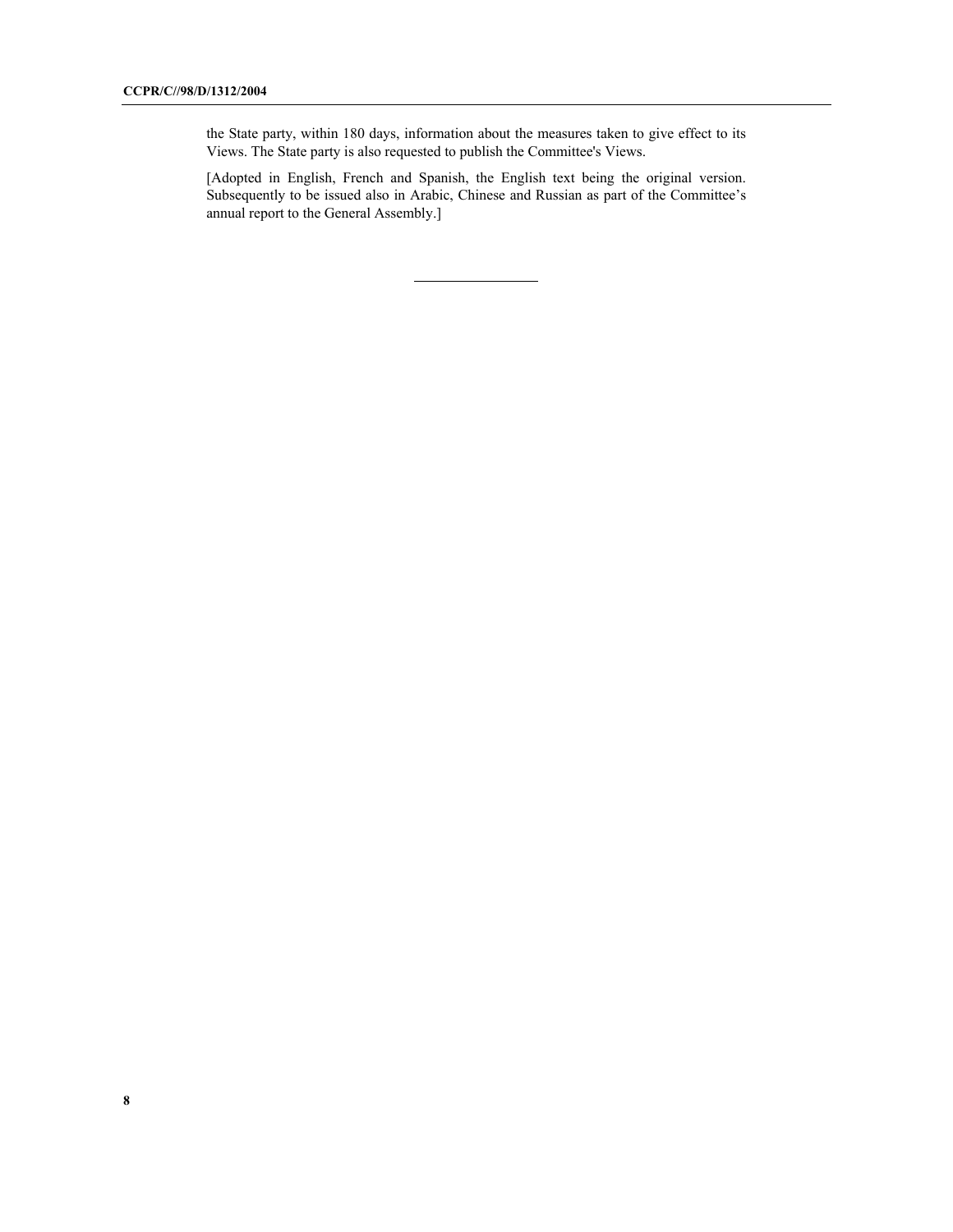the State party, within 180 days, information about the measures taken to give effect to its Views. The State party is also requested to publish the Committee's Views.

[Adopted in English, French and Spanish, the English text being the original version. Subsequently to be issued also in Arabic, Chinese and Russian as part of the Committee's annual report to the General Assembly.]

---